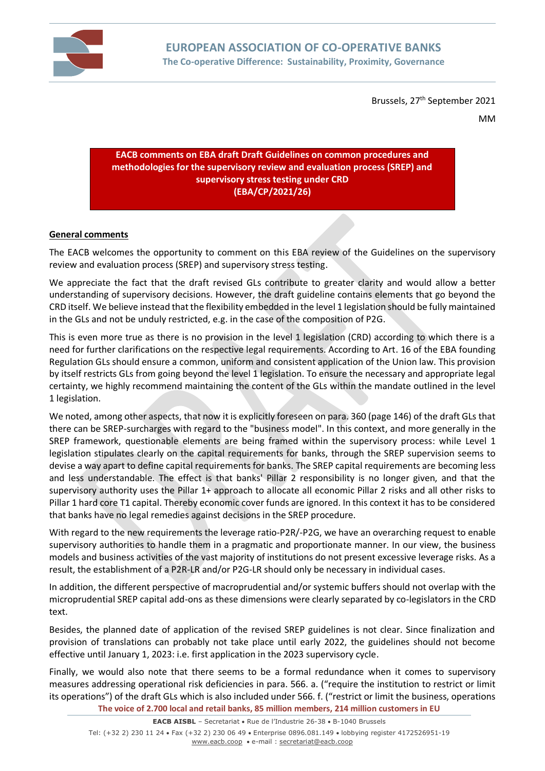# EUROPEAN ASSOCIATION OF CO-OPERATIVE BANKS

**The Co-operative Difference: Sustainability, Proximity, Governance**

Brussels, 27th September 2021

MM

**EACB comments on EBA draft Draft Guidelines on common procedures and methodologies for the supervisory review and evaluation process (SREP) and supervisory stress testing under CRD (EBA/CP/2021/26)**

## General comments

The EACB welcomes the opportunity to comment on this EBA review of the Guidelines on the supervisory review and evaluation process (SREP) and supervisory stress testing.

We appreciate the fact that the draft revised GLs contribute to greater clarity and would allow a better understanding of supervisory decisions. However, the draft guideline contains elements that go beyond the CRD itself. We believe instead that the flexibility embedded in the level 1 legislation should be fully maintained in the GLs and not be unduly restricted, e.g. in the case of the composition of P2G.

This is even more true as there is no provision in the level 1 legislation (CRD) according to which there is a need for further clarifications on the respective legal requirements. According to Art. 16 of the EBA founding Regulation GLs should ensure a common, uniform and consistent application of the Union law. This provision by itself restricts GLs from going beyond the level 1 legislation. To ensure the necessary and appropriate legal certainty, we highly recommend maintaining the content of the GLs within the mandate outlined in the level 1 legislation.

We noted, among other aspects, that now it is explicitly foreseen on para. 360 (page 146) of the draft GLs that there can be SREP-surcharges with regard to the "business model". In this context, and more generally in the SREP framework, questionable elements are being framed within the supervisory process: while Level 1 legislation stipulates clearly on the capital requirements for banks, through the SREP supervision seems to devise a way apart to define capital requirements for banks. The SREP capital requirements are becoming less and less understandable. The effect is that banks' Pillar 2 responsibility is no longer given, and that the supervisory authority uses the Pillar 1+ approach to allocate all economic Pillar 2 risks and all other risks to Pillar 1 hard core T1 capital. Thereby economic cover funds are ignored. In this context it has to be considered that banks have no legal remedies against decisions in the SREP procedure.

With regard to the new requirements the leverage ratio-P2R/-P2G, we have an overarching request to enable supervisory authorities to handle them in a pragmatic and proportionate manner. In our view, the business models and business activities of the vast majority of institutions do not present excessive leverage risks. As a result, the establishment of a P2R-LR and/or P2G-LR should only be necessary in individual cases.

In addition, the different perspective of macroprudential and/or systemic buffers should not overlap with the microprudential SREP capital add-ons as these dimensions were clearly separated by co-legislators in the CRD text.

Besides, the planned date of application of the revised SREP guidelines is not clear. Since finalization and provision of translations can probably not take place until early 2022, the guidelines should not become effective until January 1, 2023: i.e. first application in the 2023 supervisory cycle.

Finally, we would also note that there seems to be a formal redundance when it comes to supervisory measures addressing operational risk deficiencies in para. 566. a. ("require the institution to restrict or limit its operations") of the draft GLs which is also included under 566. f. ("restrict or limit the business, operations

**The voice of 2.700 local and retail banks, 85 million members, 214 million customers in EU**

**EACB AISBL** – Secretariat • Rue de l'Industrie 26-38 • B-1040 Brussels

Tel: (+32 2) 230 11 24 • Fax (+32 2) 230 06 49 • Enterprise 0896.081.149 • lobbying register 4172526951-19

www.eacb.coop • e-mail : secretariat@eacb.coop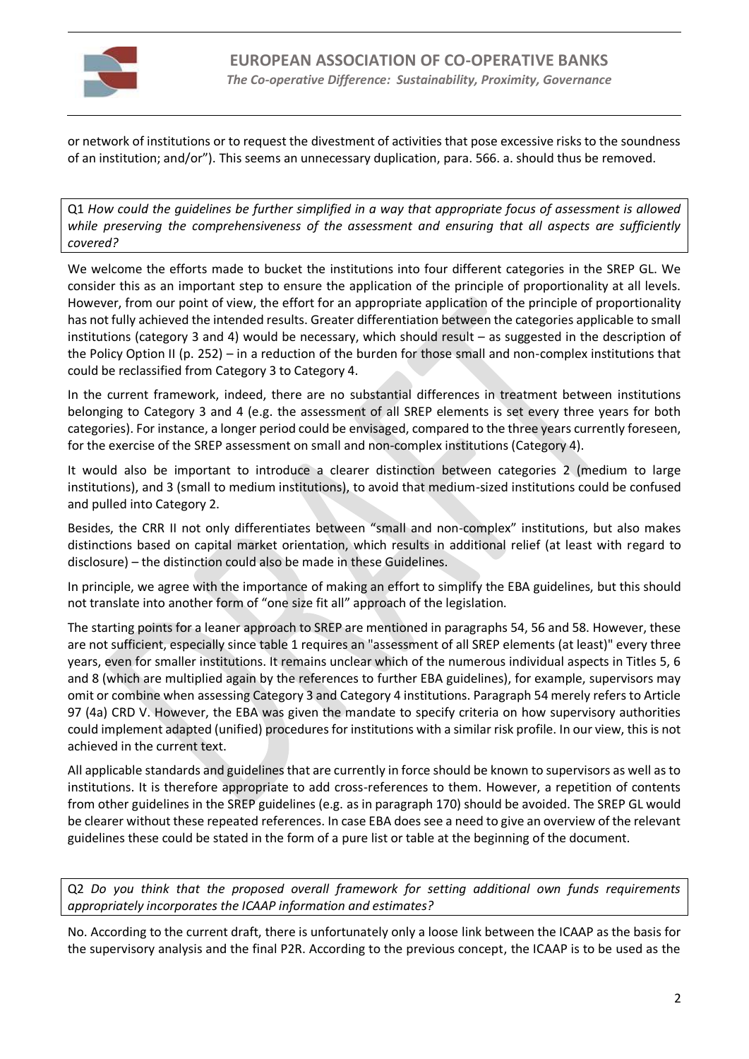or network of institutions or to request the divestment of activities that pose excessive risks to the soundness of an institution; and/or"). This seems an unnecessary duplication, para. 566. a. should thus be removed.

Q1 *How could the guidelines be further simplified in a way that appropriate focus of assessment is allowed while preserving the comprehensiveness of the assessment and ensuring that all aspects are sufficiently covered?*

We welcome the efforts made to bucket the institutions into four different categories in the SREP GL. We consider this as an important step to ensure the application of the principle of proportionality at all levels. However, from our point of view, the effort for an appropriate application of the principle of proportionality has not fully achieved the intended results. Greater differentiation between the categories applicable to small institutions (category 3 and 4) would be necessary, which should result – as suggested in the description of the Policy Option II (p. 252) – in a reduction of the burden for those small and non-complex institutions that could be reclassified from Category 3 to Category 4.

In the current framework, indeed, there are no substantial differences in treatment between institutions belonging to Category 3 and 4 (e.g. the assessment of all SREP elements is set every three years for both categories). For instance, a longer period could be envisaged, compared to the three years currently foreseen, for the exercise of the SREP assessment on small and non-complex institutions (Category 4).

It would also be important to introduce a clearer distinction between categories 2 (medium to large institutions), and 3 (small to medium institutions), to avoid that medium-sized institutions could be confused and pulled into Category 2.

Besides, the CRR II not only differentiates between "small and non-complex" institutions, but also makes distinctions based on capital market orientation, which results in additional relief (at least with regard to disclosure) – the distinction could also be made in these Guidelines.

In principle, we agree with the importance of making an effort to simplify the EBA guidelines, but this should not translate into another form of "one size fit all" approach of the legislation.

The starting points for a leaner approach to SREP are mentioned in paragraphs 54, 56 and 58. However, these are not sufficient, especially since table 1 requires an "assessment of all SREP elements (at least)" every three years, even for smaller institutions. It remains unclear which of the numerous individual aspects in Titles 5, 6 and 8 (which are multiplied again by the references to further EBA guidelines), for example, supervisors may omit or combine when assessing Category 3 and Category 4 institutions. Paragraph 54 merely refers to Article 97 (4a) CRD V. However, the EBA was given the mandate to specify criteria on how supervisory authorities could implement adapted (unified) procedures for institutions with a similar risk profile. In our view, this is not achieved in the current text.

All applicable standards and guidelines that are currently in force should be known to supervisors as well as to institutions. It is therefore appropriate to add cross-references to them. However, a repetition of contents from other guidelines in the SREP guidelines (e.g. as in paragraph 170) should be avoided. The SREP GL would be clearer without these repeated references. In case EBA does see a need to give an overview of the relevant guidelines these could be stated in the form of a pure list or table at the beginning of the document.

Q2 *Do you think that the proposed overall framework for setting additional own funds requirements appropriately incorporates the ICAAP information and estimates?*

No. According to the current draft, there is unfortunately only a loose link between the ICAAP as the basis for the supervisory analysis and the final P2R. According to the previous concept, the ICAAP is to be used as the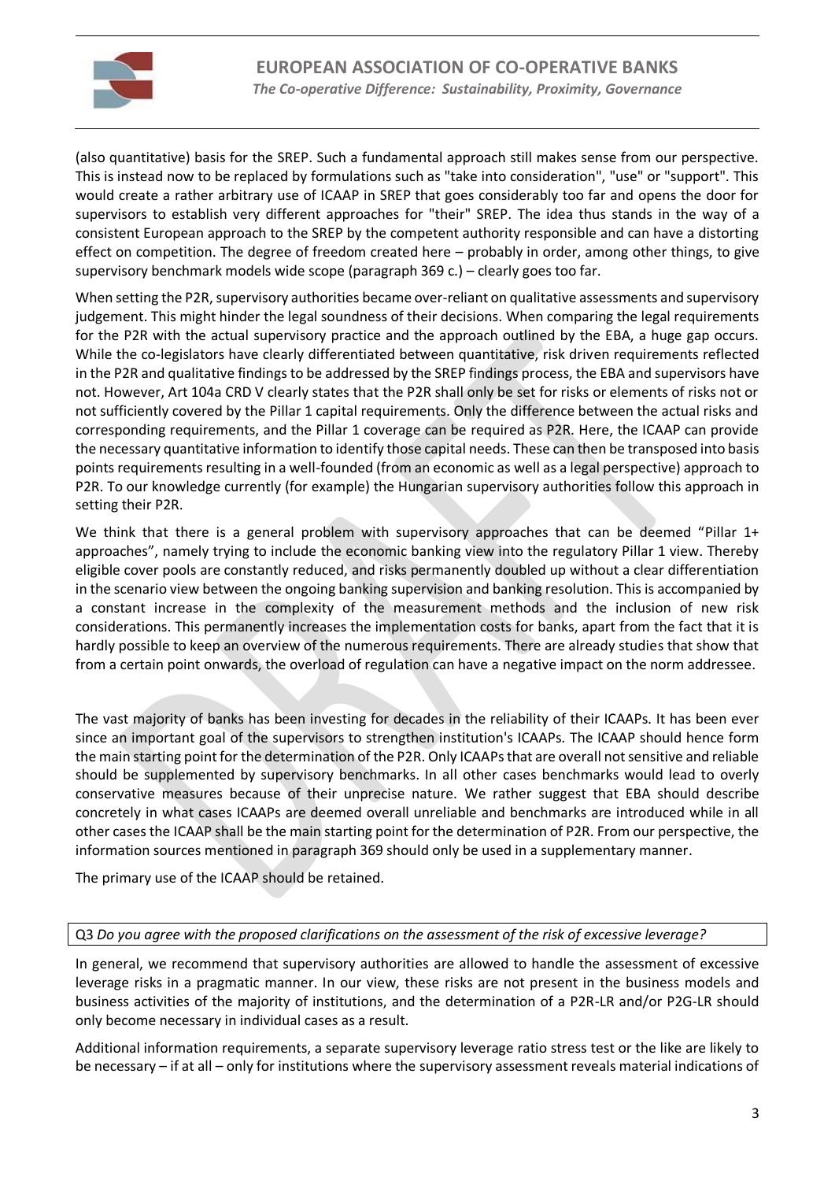(also quantitative) basis for the SREP. Such a fundamental approach still makes sense from our perspective. This is instead now to be replaced by formulations such as "take into consideration", "use" or "support". This would create a rather arbitrary use of ICAAP in SREP that goes considerably too far and opens the door for supervisors to establish very different approaches for "their" SREP. The idea thus stands in the way of a consistent European approach to the SREP by the competent authority responsible and can have a distorting effect on competition. The degree of freedom created here – probably in order, among other things, to give supervisory benchmark models wide scope (paragraph 369 c.) – clearly goes too far.

When setting the P2R, supervisory authorities became over-reliant on qualitative assessments and supervisory judgement. This might hinder the legal soundness of their decisions. When comparing the legal requirements for the P2R with the actual supervisory practice and the approach outlined by the EBA, a huge gap occurs. While the co-legislators have clearly differentiated between quantitative, risk driven requirements reflected in the P2R and qualitative findings to be addressed by the SREP findings process, the EBA and supervisors have not. However, Art 104a CRD V clearly states that the P2R shall only be set for risks or elements of risks not or not sufficiently covered by the Pillar 1 capital requirements. Only the difference between the actual risks and corresponding requirements, and the Pillar 1 coverage can be required as P2R. Here, the ICAAP can provide the necessary quantitative information to identify those capital needs. These can then be transposed into basis points requirements resulting in a well-founded (from an economic as well as a legal perspective) approach to P2R. To our knowledge currently (for example) the Hungarian supervisory authorities follow this approach in setting their P2R.

We think that there is a general problem with supervisory approaches that can be deemed "Pillar 1+ approaches", namely trying to include the economic banking view into the regulatory Pillar 1 view. Thereby eligible cover pools are constantly reduced, and risks permanently doubled up without a clear differentiation in the scenario view between the ongoing banking supervision and banking resolution. This is accompanied by a constant increase in the complexity of the measurement methods and the inclusion of new risk considerations. This permanently increases the implementation costs for banks, apart from the fact that it is hardly possible to keep an overview of the numerous requirements. There are already studies that show that from a certain point onwards, the overload of regulation can have a negative impact on the norm addressee.

The vast majority of banks has been investing for decades in the reliability of their ICAAPs. It has been ever since an important goal of the supervisors to strengthen institution's ICAAPs. The ICAAP should hence form the main starting point for the determination of the P2R. Only ICAAPs that are overall not sensitive and reliable should be supplemented by supervisory benchmarks. In all other cases benchmarks would lead to overly conservative measures because of their unprecise nature. We rather suggest that EBA should describe concretely in what cases ICAAPs are deemed overall unreliable and benchmarks are introduced while in all other cases the ICAAP shall be the main starting point for the determination of P2R. From our perspective, the information sources mentioned in paragraph 369 should only be used in a supplementary manner.

The primary use of the ICAAP should be retained.

Q3 *Do you agree with the proposed clarifications on the assessment of the risk of excessive leverage?*

In general, we recommend that supervisory authorities are allowed to handle the assessment of excessive leverage risks in a pragmatic manner. In our view, these risks are not present in the business models and business activities of the majority of institutions, and the determination of a P2R-LR and/or P2G-LR should only become necessary in individual cases as a result.

Additional information requirements, a separate supervisory leverage ratio stress test or the like are likely to be necessary – if at all – only for institutions where the supervisory assessment reveals material indications of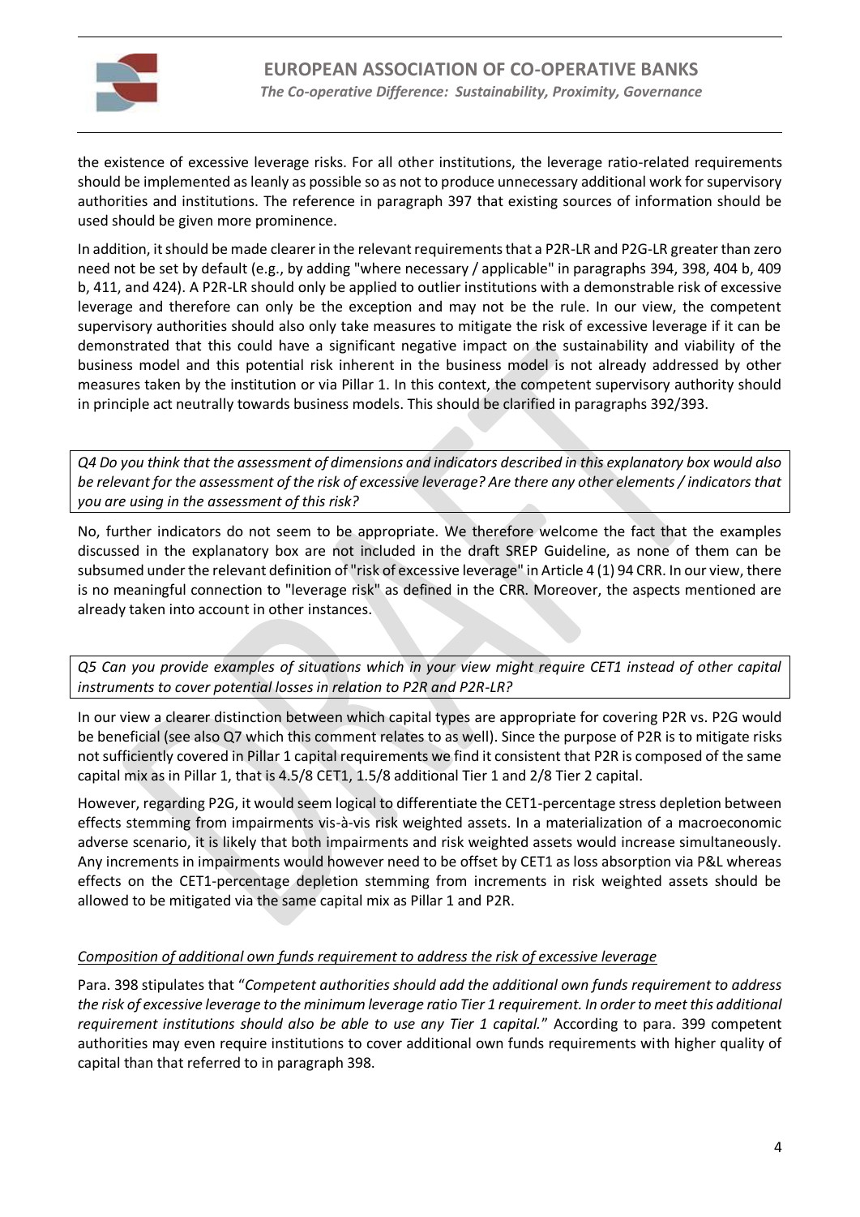the existence of excessive leverage risks. For all other institutions, the leverage ratio-related requirements should be implemented as leanly as possible so as not to produce unnecessary additional work for supervisory authorities and institutions. The reference in paragraph 397 that existing sources of information should be used should be given more prominence.

In addition, it should be made clearer in the relevant requirements that a P2R-LR and P2G-LR greater than zero need not be set by default (e.g., by adding "where necessary / applicable" in paragraphs 394, 398, 404 b, 409 b, 411, and 424). A P2R-LR should only be applied to outlier institutions with a demonstrable risk of excessive leverage and therefore can only be the exception and may not be the rule. In our view, the competent supervisory authorities should also only take measures to mitigate the risk of excessive leverage if it can be demonstrated that this could have a significant negative impact on the sustainability and viability of the business model and this potential risk inherent in the business model is not already addressed by other measures taken by the institution or via Pillar 1. In this context, the competent supervisory authority should in principle act neutrally towards business models. This should be clarified in paragraphs 392/393.

*Q4 Do you think that the assessment of dimensions and indicators described in this explanatory box would also be relevant for the assessment of the risk of excessive leverage? Are there any other elements / indicators that you are using in the assessment of this risk?*

No, further indicators do not seem to be appropriate. We therefore welcome the fact that the examples discussed in the explanatory box are not included in the draft SREP Guideline, as none of them can be subsumed under the relevant definition of "risk of excessive leverage" in Article 4 (1) 94 CRR. In our view, there is no meaningful connection to "leverage risk" as defined in the CRR. Moreover, the aspects mentioned are already taken into account in other instances.

*Q5 Can you provide examples of situations which in your view might require CET1 instead of other capital instruments to cover potential losses in relation to P2R and P2R-LR?*

In our view a clearer distinction between which capital types are appropriate for covering P2R vs. P2G would be beneficial (see also Q7 which this comment relates to as well). Since the purpose of P2R is to mitigate risks not sufficiently covered in Pillar 1 capital requirements we find it consistent that P2R is composed of the same capital mix as in Pillar 1, that is 4.5/8 CET1, 1.5/8 additional Tier 1 and 2/8 Tier 2 capital.

However, regarding P2G, it would seem logical to differentiate the CET1-percentage stress depletion between effects stemming from impairments vis-à-vis risk weighted assets. In a materialization of a macroeconomic adverse scenario, it is likely that both impairments and risk weighted assets would increase simultaneously. Any increments in impairments would however need to be offset by CET1 as loss absorption via P&L whereas effects on the CET1-percentage depletion stemming from increments in risk weighted assets should be allowed to be mitigated via the same capital mix as Pillar 1 and P2R.

<u>Composition of additional own funds requirement to address the risk of excessive leverage</u>

Para. 398 stipulates that "*Competent authorities should add the additional own funds requirement to address the risk of excessive leverage to the minimum leverage ratio Tier 1 requirement. In order to meet this additional requirement institutions should also be able to use any Tier 1 capital.*" According to para. 399 competent authorities may even require institutions to cover additional own funds requirements with higher quality of capital than that referred to in paragraph 398.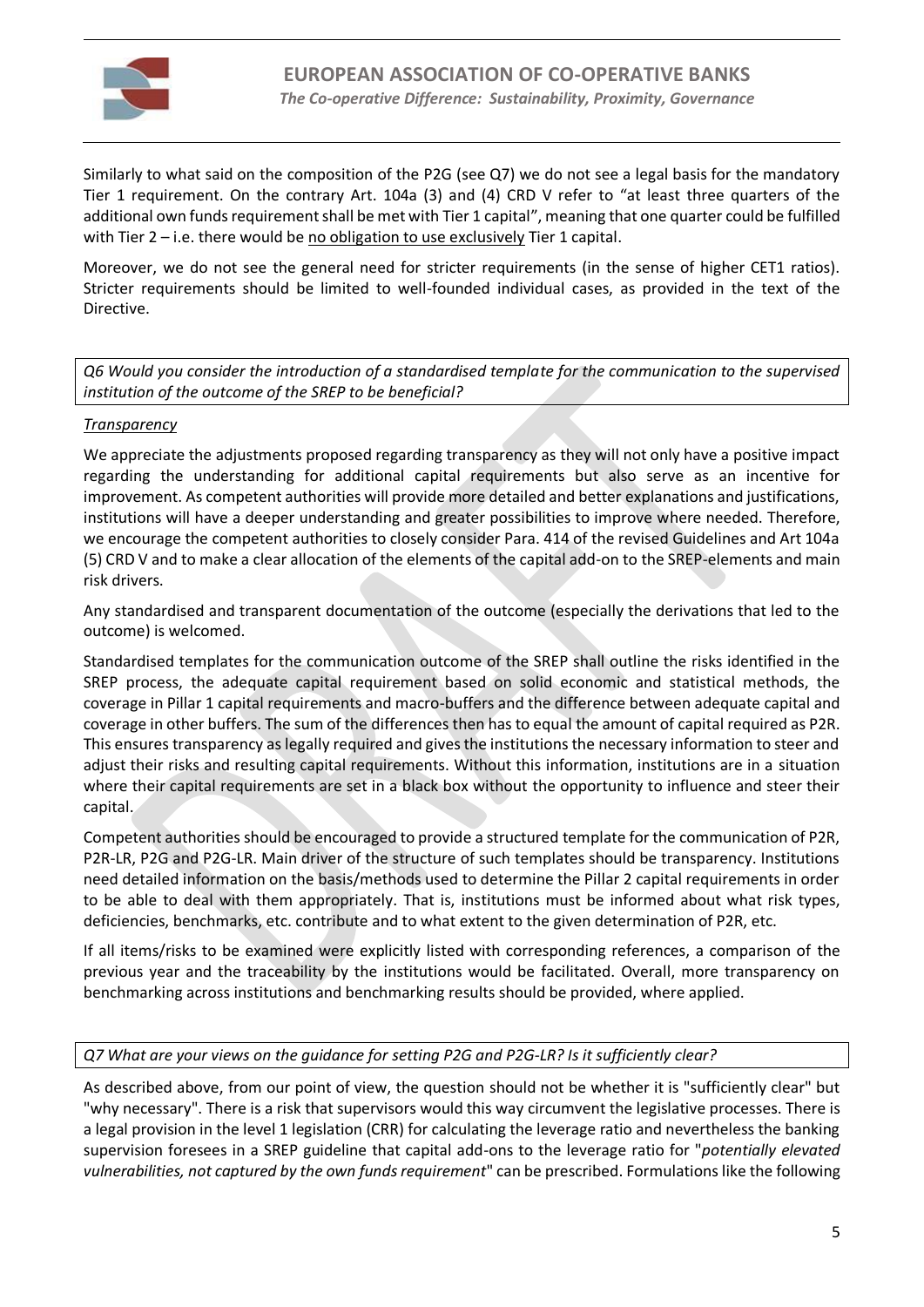Similarly to what said on the composition of the P2G (see Q7) we do not see a legal basis for the mandatory Tier 1 requirement. On the contrary Art. 104a (3) and (4) CRD V refer to "at least three quarters of the additional own funds requirement shall be met with Tier 1 capital", meaning that one quarter could be fulfilled with Tier 2 – i.e. there would be no obligation to use exclusively Tier 1 capital.

Moreover, we do not see the general need for stricter requirements (in the sense of higher CET1 ratios). Stricter requirements should be limited to well-founded individual cases, as provided in the text of the Directive.

*Q6 Would you consider the introduction of a standardised template for the communication to the supervised institution of the outcome of the SREP to be beneficial?*

*Transparency*

We appreciate the adjustments proposed regarding transparency as they will not only have a positive impact regarding the understanding for additional capital requirements but also serve as an incentive for improvement. As competent authorities will provide more detailed and better explanations and justifications, institutions will have a deeper understanding and greater possibilities to improve where needed. Therefore, we encourage the competent authorities to closely consider Para. 414 of the revised Guidelines and Art 104a (5) CRD V and to make a clear allocation of the elements of the capital add-on to the SREP-elements and main risk drivers.

Any standardised and transparent documentation of the outcome (especially the derivations that led to the outcome) is welcomed.

Standardised templates for the communication outcome of the SREP shall outline the risks identified in the SREP process, the adequate capital requirement based on solid economic and statistical methods, the coverage in Pillar 1 capital requirements and macro-buffers and the difference between adequate capital and coverage in other buffers. The sum of the differences then has to equal the amount of capital required as P2R. This ensures transparency as legally required and gives the institutions the necessary information to steer and adjust their risks and resulting capital requirements. Without this information, institutions are in a situation where their capital requirements are set in a black box without the opportunity to influence and steer their capital.

Competent authorities should be encouraged to provide a structured template for the communication of P2R, P2R-LR, P2G and P2G-LR. Main driver of the structure of such templates should be transparency. Institutions need detailed information on the basis/methods used to determine the Pillar 2 capital requirements in order to be able to deal with them appropriately. That is, institutions must be informed about what risk types, deficiencies, benchmarks, etc. contribute and to what extent to the given determination of P2R, etc.

If all items/risks to be examined were explicitly listed with corresponding references, a comparison of the previous year and the traceability by the institutions would be facilitated. Overall, more transparency on benchmarking across institutions and benchmarking results should be provided, where applied.

*Q7 What are your views on the guidance for setting P2G and P2G-LR? Is it sufficiently clear?*

As described above, from our point of view, the question should not be whether it is "sufficiently clear" but "why necessary". There is a risk that supervisors would this way circumvent the legislative processes. There is a legal provision in the level 1 legislation (CRR) for calculating the leverage ratio and nevertheless the banking supervision foresees in a SREP guideline that capital add-ons to the leverage ratio for "*potentially elevated vulnerabilities, not captured by the own funds requirement*" can be prescribed. Formulations like the following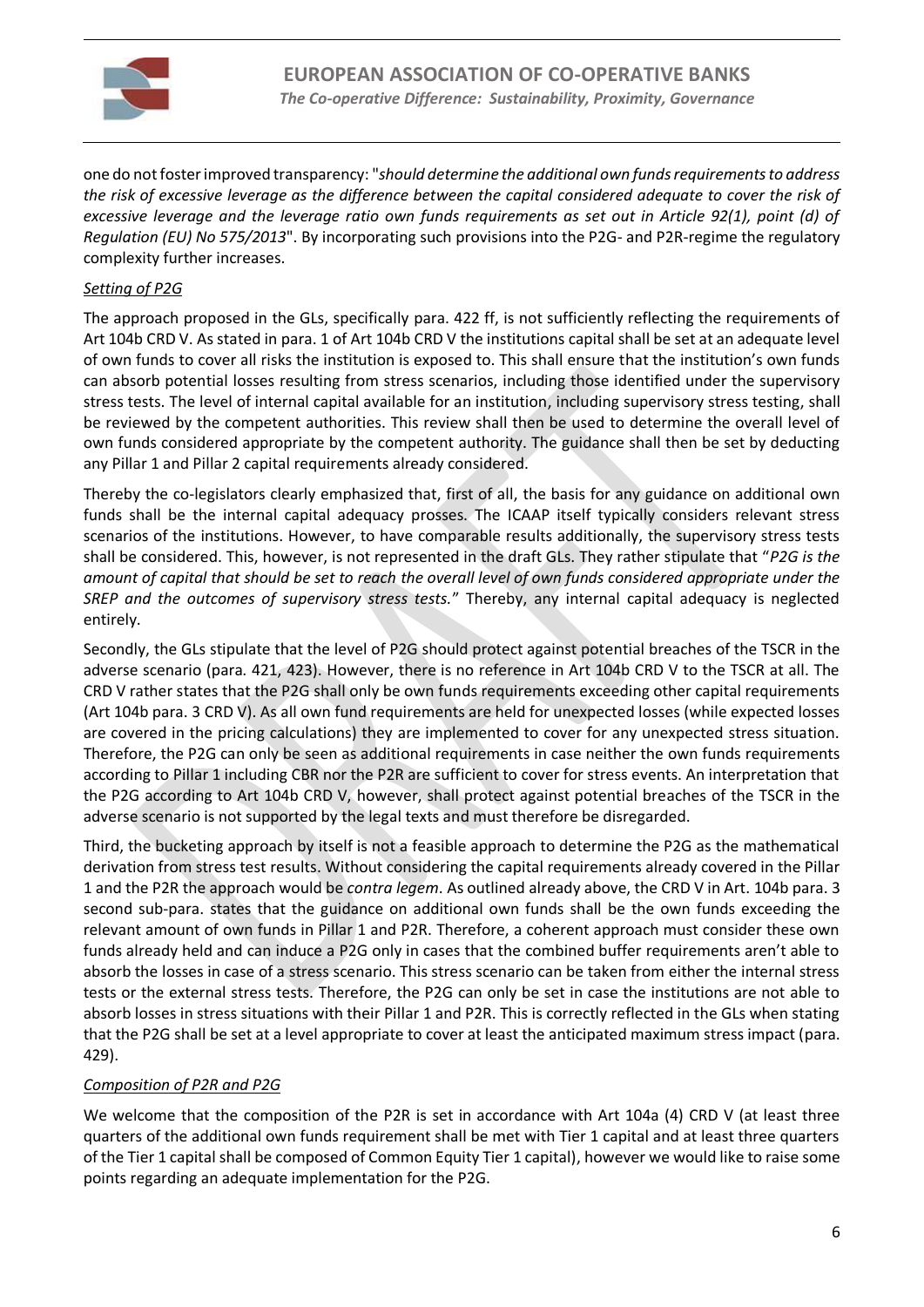one do not foster improved transparency: "*should determine the additional own funds requirements to address the risk of excessive leverage as the difference between the capital considered adequate to cover the risk of excessive leverage and the leverage ratio own funds requirements as set out in Article 92(1), point (d) of Regulation (EU) No 575/2013*". By incorporating such provisions into the P2G- and P2R-regime the regulatory complexity further increases.

*Setting of P2G*

The approach proposed in the GLs, specifically para. 422 ff, is not sufficiently reflecting the requirements of Art 104b CRD V. As stated in para. 1 of Art 104b CRD V the institutions capital shall be set at an adequate level of own funds to cover all risks the institution is exposed to. This shall ensure that the institution's own funds can absorb potential losses resulting from stress scenarios, including those identified under the supervisory stress tests. The level of internal capital available for an institution, including supervisory stress testing, shall be reviewed by the competent authorities. This review shall then be used to determine the overall level of own funds considered appropriate by the competent authority. The guidance shall then be set by deducting any Pillar 1 and Pillar 2 capital requirements already considered.

Thereby the co-legislators clearly emphasized that, first of all, the basis for any guidance on additional own funds shall be the internal capital adequacy prosses. The ICAAP itself typically considers relevant stress scenarios of the institutions. However, to have comparable results additionally, the supervisory stress tests shall be considered. This, however, is not represented in the draft GLs. They rather stipulate that "*P2G is the amount of capital that should be set to reach the overall level of own funds considered appropriate under the SREP and the outcomes of supervisory stress tests.*" Thereby, any internal capital adequacy is neglected entirely.

Secondly, the GLs stipulate that the level of P2G should protect against potential breaches of the TSCR in the adverse scenario (para. 421, 423). However, there is no reference in Art 104b CRD V to the TSCR at all. The CRD V rather states that the P2G shall only be own funds requirements exceeding other capital requirements (Art 104b para. 3 CRD V). As all own fund requirements are held for unexpected losses (while expected losses are covered in the pricing calculations) they are implemented to cover for any unexpected stress situation. Therefore, the P2G can only be seen as additional requirements in case neither the own funds requirements according to Pillar 1 including CBR nor the P2R are sufficient to cover for stress events. An interpretation that the P2G according to Art 104b CRD V, however, shall protect against potential breaches of the TSCR in the adverse scenario is not supported by the legal texts and must therefore be disregarded.

Third, the bucketing approach by itself is not a feasible approach to determine the P2G as the mathematical derivation from stress test results. Without considering the capital requirements already covered in the Pillar 1 and the P2R the approach would be *contra legem*. As outlined already above, the CRD V in Art. 104b para. 3 second sub-para. states that the guidance on additional own funds shall be the own funds exceeding the relevant amount of own funds in Pillar 1 and P2R. Therefore, a coherent approach must consider these own funds already held and can induce a P2G only in cases that the combined buffer requirements aren't able to absorb the losses in case of a stress scenario. This stress scenario can be taken from either the internal stress tests or the external stress tests. Therefore, the P2G can only be set in case the institutions are not able to absorb losses in stress situations with their Pillar 1 and P2R. This is correctly reflected in the GLs when stating that the P2G shall be set at a level appropriate to cover at least the anticipated maximum stress impact (para. 429).

*Composition of P2R and P2G*

We welcome that the composition of the P2R is set in accordance with Art 104a (4) CRD V (at least three quarters of the additional own funds requirement shall be met with Tier 1 capital and at least three quarters of the Tier 1 capital shall be composed of Common Equity Tier 1 capital), however we would like to raise some points regarding an adequate implementation for the P2G.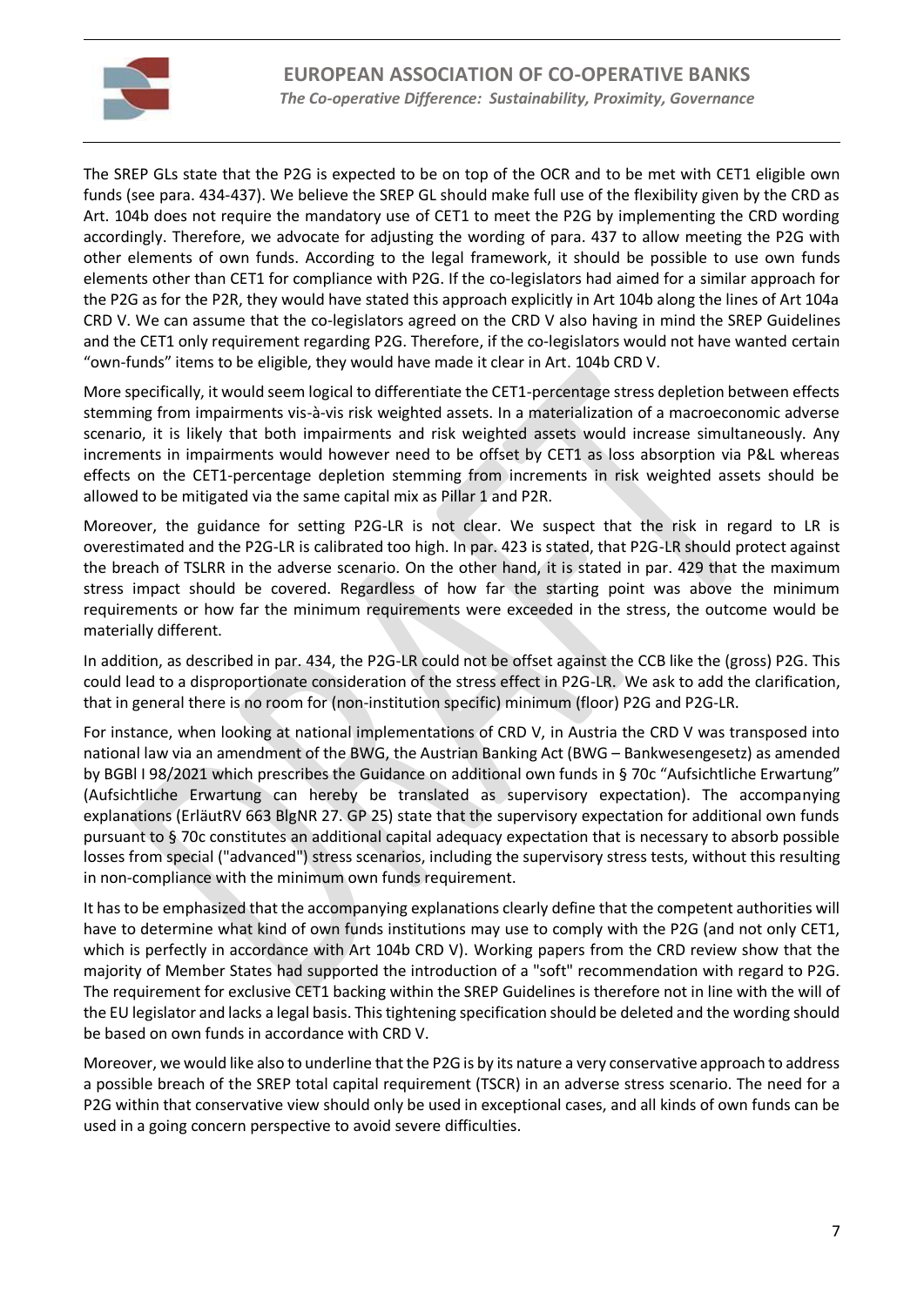The SREP GLs state that the P2G is expected to be on top of the OCR and to be met with CET1 eligible own funds (see para. 434-437). We believe the SREP GL should make full use of the flexibility given by the CRD as Art. 104b does not require the mandatory use of CET1 to meet the P2G by implementing the CRD wording accordingly. Therefore, we advocate for adjusting the wording of para. 437 to allow meeting the P2G with other elements of own funds. According to the legal framework, it should be possible to use own funds elements other than CET1 for compliance with P2G. If the co-legislators had aimed for a similar approach for the P2G as for the P2R, they would have stated this approach explicitly in Art 104b along the lines of Art 104a CRD V. We can assume that the co-legislators agreed on the CRD V also having in mind the SREP Guidelines and the CET1 only requirement regarding P2G. Therefore, if the co-legislators would not have wanted certain "own-funds" items to be eligible, they would have made it clear in Art. 104b CRD V.

More specifically, it would seem logical to differentiate the CET1-percentage stress depletion between effects stemming from impairments vis-à-vis risk weighted assets. In a materialization of a macroeconomic adverse scenario, it is likely that both impairments and risk weighted assets would increase simultaneously. Any increments in impairments would however need to be offset by CET1 as loss absorption via P&L whereas effects on the CET1-percentage depletion stemming from increments in risk weighted assets should be allowed to be mitigated via the same capital mix as Pillar 1 and P2R.

Moreover, the guidance for setting P2G-LR is not clear. We suspect that the risk in regard to LR is overestimated and the P2G-LR is calibrated too high. In par. 423 is stated, that P2G-LR should protect against the breach of TSLRR in the adverse scenario. On the other hand, it is stated in par. 429 that the maximum stress impact should be covered. Regardless of how far the starting point was above the minimum requirements or how far the minimum requirements were exceeded in the stress, the outcome would be materially different.

In addition, as described in par. 434, the P2G-LR could not be offset against the CCB like the (gross) P2G. This could lead to a disproportionate consideration of the stress effect in P2G-LR. We ask to add the clarification, that in general there is no room for (non-institution specific) minimum (floor) P2G and P2G-LR.

For instance, when looking at national implementations of CRD V, in Austria the CRD V was transposed into national law via an amendment of the BWG, the Austrian Banking Act (BWG – Bankwesengesetz) as amended by BGBl I 98/2021 which prescribes the Guidance on additional own funds in § 70c "Aufsichtliche Erwartung" (Aufsichtliche Erwartung can hereby be translated as supervisory expectation). The accompanying explanations (ErläutRV 663 BlgNR 27. GP 25) state that the supervisory expectation for additional own funds pursuant to § 70c constitutes an additional capital adequacy expectation that is necessary to absorb possible losses from special ("advanced") stress scenarios, including the supervisory stress tests, without this resulting in non-compliance with the minimum own funds requirement.

It has to be emphasized that the accompanying explanations clearly define that the competent authorities will have to determine what kind of own funds institutions may use to comply with the P2G (and not only CET1, which is perfectly in accordance with Art 104b CRD V). Working papers from the CRD review show that the majority of Member States had supported the introduction of a "soft" recommendation with regard to P2G. The requirement for exclusive CET1 backing within the SREP Guidelines is therefore not in line with the will of the EU legislator and lacks a legal basis. This tightening specification should be deleted and the wording should be based on own funds in accordance with CRD V.

Moreover, we would like also to underline that the P2G is by its nature a very conservative approach to address a possible breach of the SREP total capital requirement (TSCR) in an adverse stress scenario. The need for a P2G within that conservative view should only be used in exceptional cases, and all kinds of own funds can be used in a going concern perspective to avoid severe difficulties.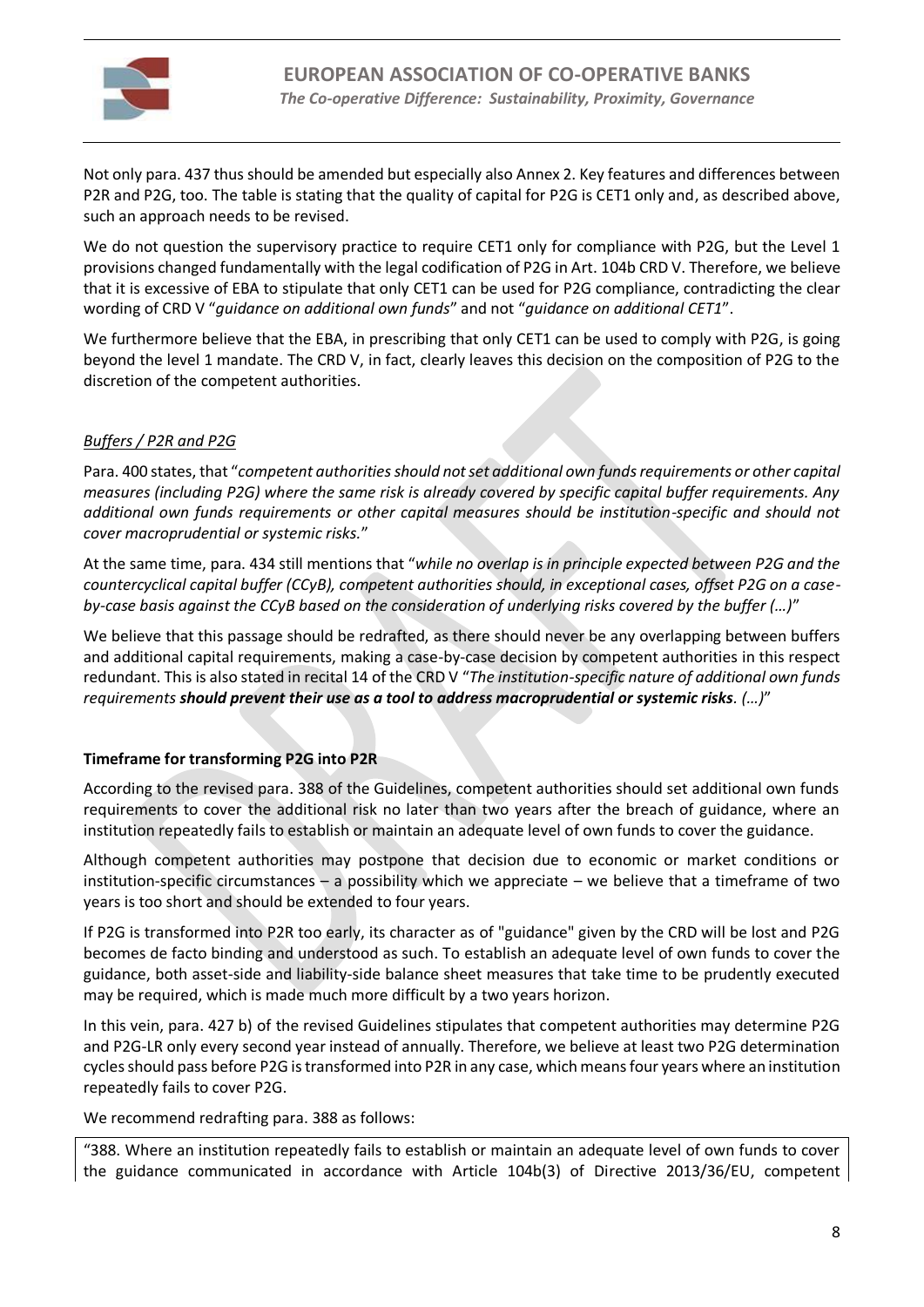Not only para. 437 thus should be amended but especially also Annex 2. Key features and differences between P2R and P2G, too. The table is stating that the quality of capital for P2G is CET1 only and, as described above, such an approach needs to be revised.

We do not question the supervisory practice to require CET1 only for compliance with P2G, but the Level 1 provisions changed fundamentally with the legal codification of P2G in Art. 104b CRD V. Therefore, we believe that it is excessive of EBA to stipulate that only CET1 can be used for P2G compliance, contradicting the clear wording of CRD V "*guidance on additional own funds*" and not "*guidance on additional CET1*".

We furthermore believe that the EBA, in prescribing that only CET1 can be used to comply with P2G, is going beyond the level 1 mandate. The CRD V, in fact, clearly leaves this decision on the composition of P2G to the discretion of the competent authorities.

*Buffers / P2R and P2G*

Para. 400 states, that "*competent authorities should not set additional own funds requirements or other capital measures (including P2G) where the same risk is already covered by specific capital buffer requirements. Any additional own funds requirements or other capital measures should be institution-specific and should not cover macroprudential or systemic risks.*"

At the same time, para. 434 still mentions that "*while no overlap is in principle expected between P2G and the countercyclical capital buffer (CCyB), competent authorities should, in exceptional cases, offset P2G on a case-by-case basis against the CCyB based on the consideration of underlying risks covered by the buffer (…)*"

We believe that this passage should be redrafted, as there should never be any overlapping between buffers and additional capital requirements, making a case-by-case decision by competent authorities in this respect redundant. This is also stated in recital 14 of the CRD V "*The institution-specific nature of additional own funds requirements* ***should prevent their use as a tool to address macroprudential or systemic risks****. (…)*"

**Timeframe for transforming P2G into P2R**

According to the revised para. 388 of the Guidelines, competent authorities should set additional own funds requirements to cover the additional risk no later than two years after the breach of guidance, where an institution repeatedly fails to establish or maintain an adequate level of own funds to cover the guidance.

Although competent authorities may postpone that decision due to economic or market conditions or institution-specific circumstances – a possibility which we appreciate – we believe that a timeframe of two years is too short and should be extended to four years.

If P2G is transformed into P2R too early, its character as of "guidance" given by the CRD will be lost and P2G becomes de facto binding and understood as such. To establish an adequate level of own funds to cover the guidance, both asset-side and liability-side balance sheet measures that take time to be prudently executed may be required, which is made much more difficult by a two years horizon.

In this vein, para. 427 b) of the revised Guidelines stipulates that competent authorities may determine P2G and P2G-LR only every second year instead of annually. Therefore, we believe at least two P2G determination cycles should pass before P2G is transformed into P2R in any case, which means four years where an institution repeatedly fails to cover P2G.

We recommend redrafting para. 388 as follows:

"388. Where an institution repeatedly fails to establish or maintain an adequate level of own funds to cover the guidance communicated in accordance with Article 104b(3) of Directive 2013/36/EU, competent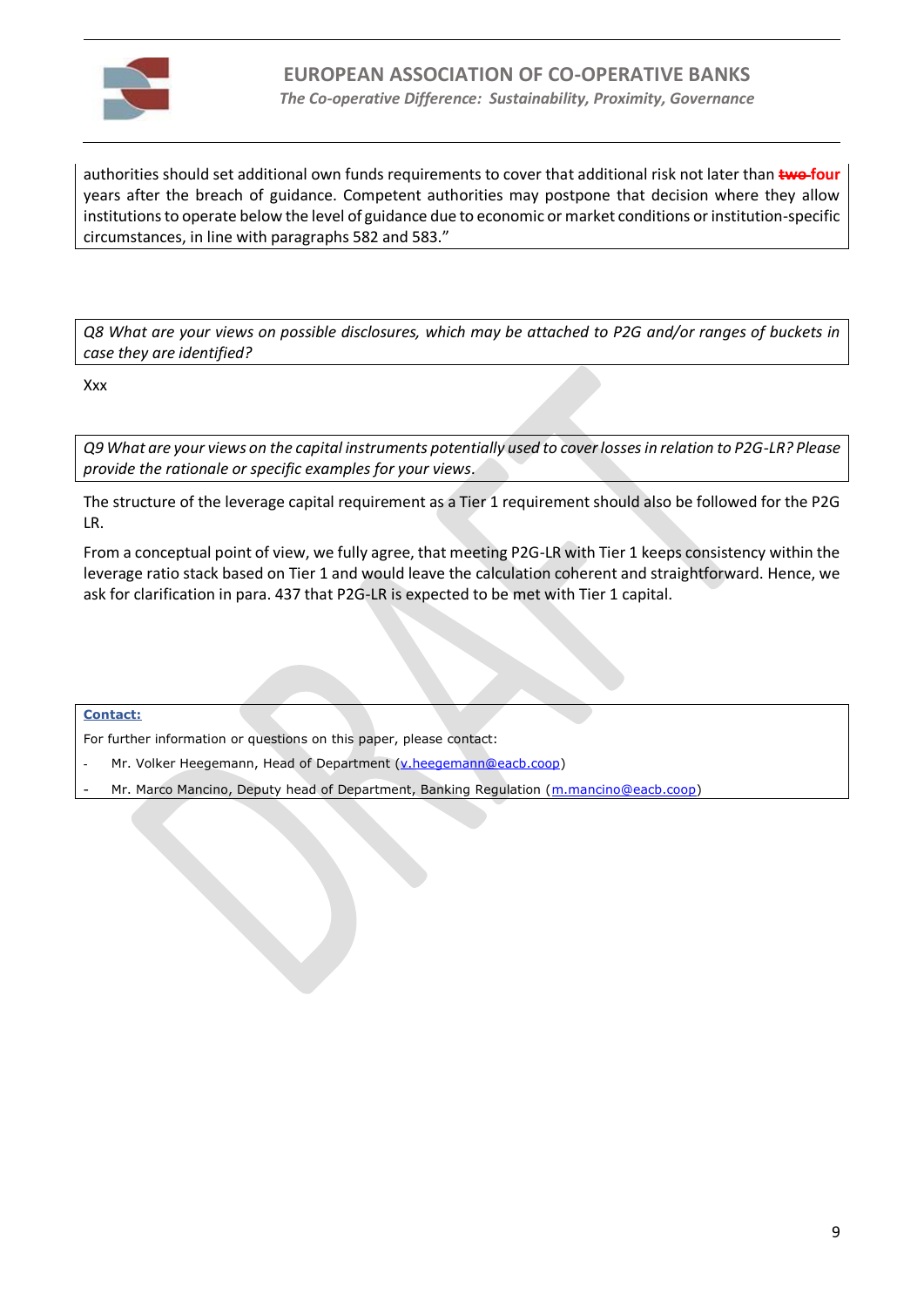authorities should set additional own funds requirements to cover that additional risk not later than ~~two~~ four years after the breach of guidance. Competent authorities may postpone that decision where they allow institutions to operate below the level of guidance due to economic or market conditions or institution-specific circumstances, in line with paragraphs 582 and 583."

*Q8 What are your views on possible disclosures, which may be attached to P2G and/or ranges of buckets in case they are identified?*

Xxx

*Q9 What are your views on the capital instruments potentially used to cover losses in relation to P2G-LR? Please provide the rationale or specific examples for your views.*

The structure of the leverage capital requirement as a Tier 1 requirement should also be followed for the P2G LR.

From a conceptual point of view, we fully agree, that meeting P2G-LR with Tier 1 keeps consistency within the leverage ratio stack based on Tier 1 and would leave the calculation coherent and straightforward. Hence, we ask for clarification in para. 437 that P2G-LR is expected to be met with Tier 1 capital.

**Contact:**

For further information or questions on this paper, please contact:

- Mr. Volker Heegemann, Head of Department (v.heegemann@eacb.coop)
- Mr. Marco Mancino, Deputy head of Department, Banking Regulation (m.mancino@eacb.coop)